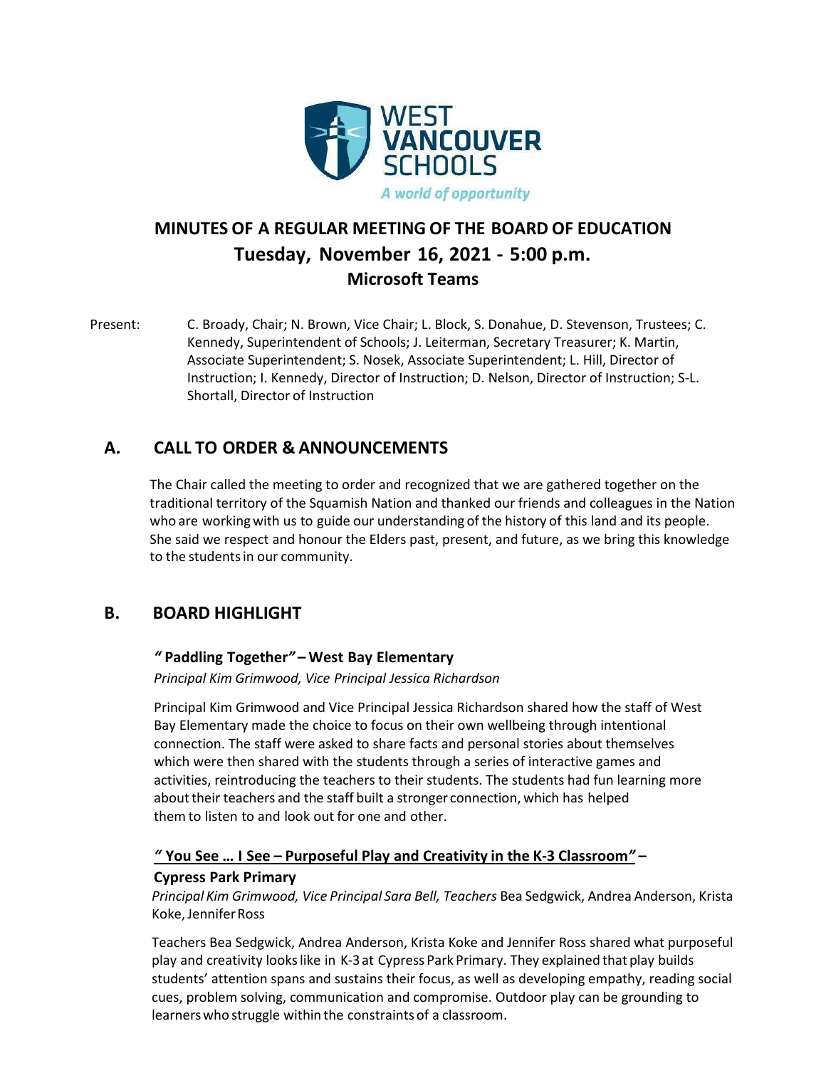WEST VANCOUVER SCHOOLS

*A world of opportunity*

# MINUTES OF A REGULAR MEETING OF THE BOARD OF EDUCATION
## Tuesday, November 16, 2021 - 5:00 p.m.
### Microsoft Teams

Present: C. Broady, Chair; N. Brown, Vice Chair; L. Block, S. Donahue, D. Stevenson, Trustees; C. Kennedy, Superintendent of Schools; J. Leiterman, Secretary Treasurer; K. Martin, Associate Superintendent; S. Nosek, Associate Superintendent; L. Hill, Director of Instruction; I. Kennedy, Director of Instruction; D. Nelson, Director of Instruction; S-L. Shortall, Director of Instruction

## A. CALL TO ORDER & ANNOUNCEMENTS

The Chair called the meeting to order and recognized that we are gathered together on the traditional territory of the Squamish Nation and thanked our friends and colleagues in the Nation who are working with us to guide our understanding of the history of this land and its people. She said we respect and honour the Elders past, present, and future, as we bring this knowledge to the students in our community.

## B. BOARD HIGHLIGHT

### "Paddling Together" – West Bay Elementary

*Principal Kim Grimwood, Vice Principal Jessica Richardson*

Principal Kim Grimwood and Vice Principal Jessica Richardson shared how the staff of West Bay Elementary made the choice to focus on their own wellbeing through intentional connection. The staff were asked to share facts and personal stories about themselves which were then shared with the students through a series of interactive games and activities, reintroducing the teachers to their students. The students had fun learning more about their teachers and the staff built a stronger connection, which has helped them to listen to and look out for one and other.

### <u>"You See … I See – Purposeful Play and Creativity in the K-3 Classroom"</u> – Cypress Park Primary

*Principal Kim Grimwood, Vice Principal Sara Bell, Teachers* Bea Sedgwick, Andrea Anderson, Krista Koke, Jennifer Ross

Teachers Bea Sedgwick, Andrea Anderson, Krista Koke and Jennifer Ross shared what purposeful play and creativity looks like in K-3 at Cypress Park Primary. They explained that play builds students' attention spans and sustains their focus, as well as developing empathy, reading social cues, problem solving, communication and compromise. Outdoor play can be grounding to learners who struggle within the constraints of a classroom.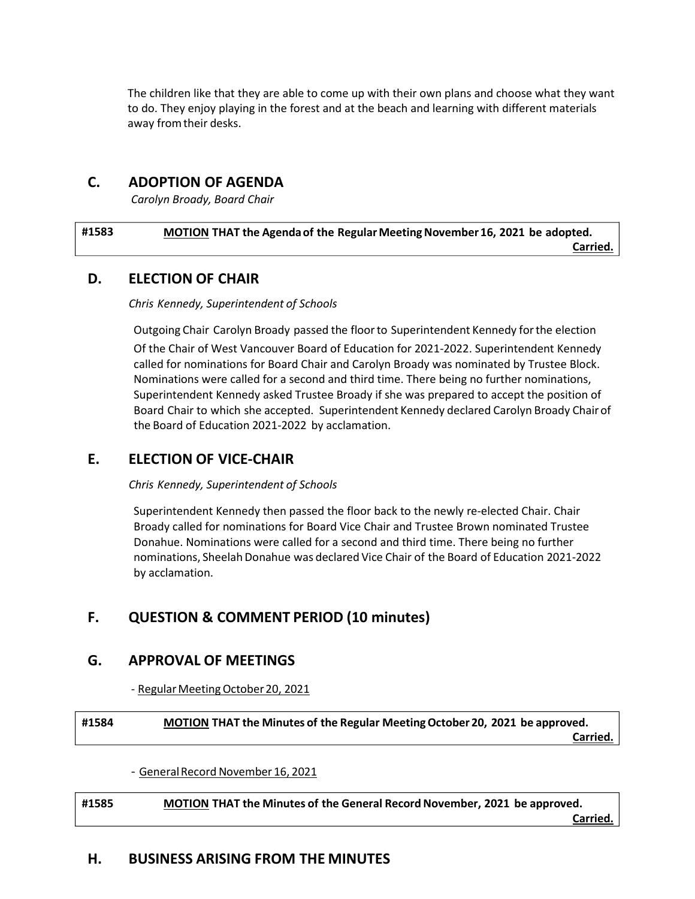The children like that they are able to come up with their own plans and choose what they want to do. They enjoy playing in the forest and at the beach and learning with different materials away from their desks.

## C. ADOPTION OF AGENDA

*Carolyn Broady, Board Chair*

| #1583 | **MOTION THAT the Agenda of the Regular Meeting November 16, 2021 be adopted.** **Carried.** |
|---|---|

## D. ELECTION OF CHAIR

*Chris Kennedy, Superintendent of Schools*

Outgoing Chair Carolyn Broady passed the floor to Superintendent Kennedy for the election Of the Chair of West Vancouver Board of Education for 2021-2022. Superintendent Kennedy called for nominations for Board Chair and Carolyn Broady was nominated by Trustee Block. Nominations were called for a second and third time. There being no further nominations, Superintendent Kennedy asked Trustee Broady if she was prepared to accept the position of Board Chair to which she accepted. Superintendent Kennedy declared Carolyn Broady Chair of the Board of Education 2021-2022 by acclamation.

## E. ELECTION OF VICE-CHAIR

*Chris Kennedy, Superintendent of Schools*

Superintendent Kennedy then passed the floor back to the newly re-elected Chair. Chair Broady called for nominations for Board Vice Chair and Trustee Brown nominated Trustee Donahue. Nominations were called for a second and third time. There being no further nominations, Sheelah Donahue was declared Vice Chair of the Board of Education 2021-2022 by acclamation.

## F. QUESTION & COMMENT PERIOD (10 minutes)

## G. APPROVAL OF MEETINGS

- Regular Meeting October 20, 2021

| #1584 | **MOTION THAT the Minutes of the Regular Meeting October 20, 2021 be approved.** **Carried.** |
|---|---|

- General Record November 16, 2021

| #1585 | **MOTION THAT the Minutes of the General Record November, 2021 be approved.** **Carried.** |
|---|---|

## H. BUSINESS ARISING FROM THE MINUTES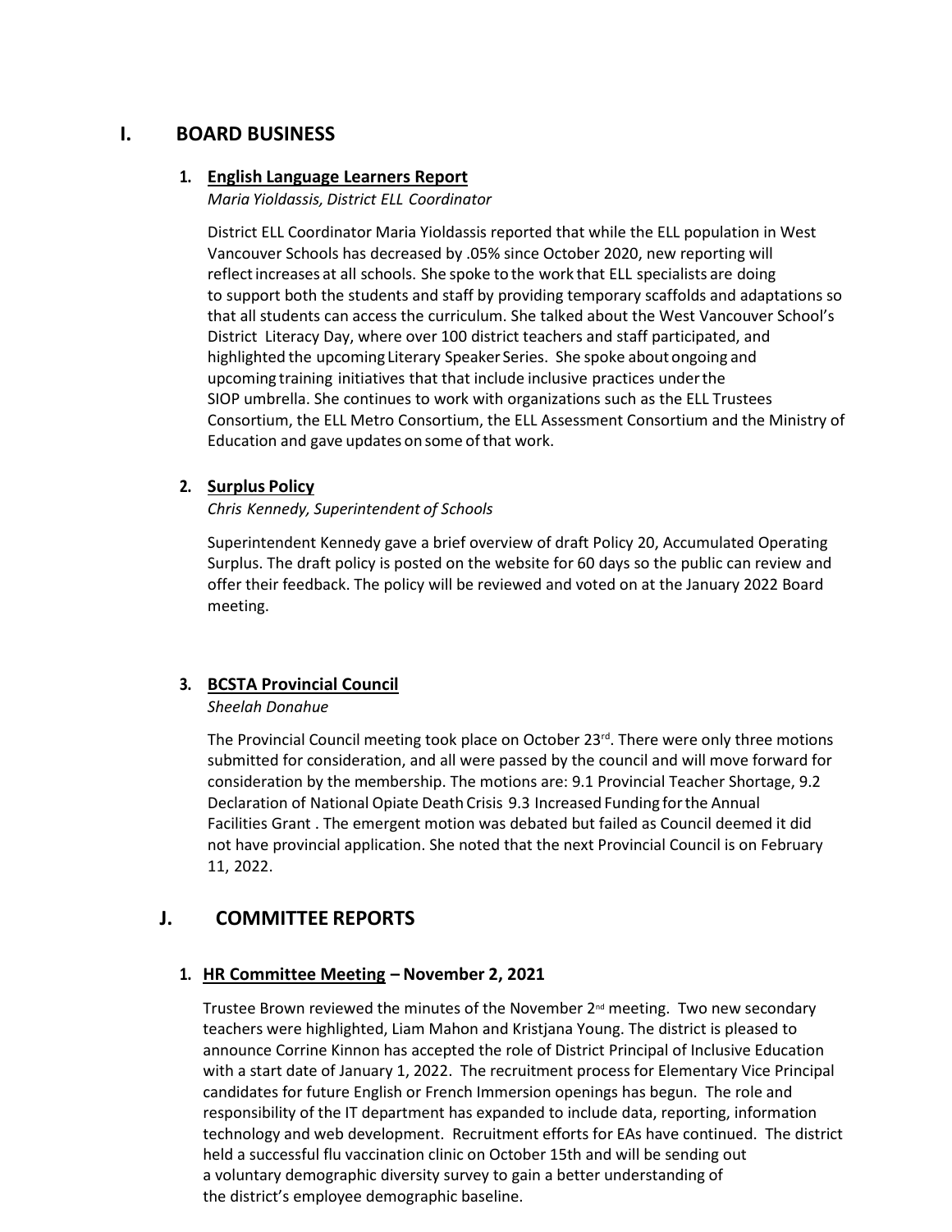## I. BOARD BUSINESS

### 1. English Language Learners Report

*Maria Yioldassis, District ELL Coordinator*

District ELL Coordinator Maria Yioldassis reported that while the ELL population in West Vancouver Schools has decreased by .05% since October 2020, new reporting will reflect increases at all schools. She spoke to the work that ELL specialists are doing to support both the students and staff by providing temporary scaffolds and adaptations so that all students can access the curriculum. She talked about the West Vancouver School's District Literacy Day, where over 100 district teachers and staff participated, and highlighted the upcoming Literary Speaker Series. She spoke about ongoing and upcoming training initiatives that that include inclusive practices under the SIOP umbrella. She continues to work with organizations such as the ELL Trustees Consortium, the ELL Metro Consortium, the ELL Assessment Consortium and the Ministry of Education and gave updates on some of that work.

### 2. Surplus Policy

*Chris Kennedy, Superintendent of Schools*

Superintendent Kennedy gave a brief overview of draft Policy 20, Accumulated Operating Surplus. The draft policy is posted on the website for 60 days so the public can review and offer their feedback. The policy will be reviewed and voted on at the January 2022 Board meeting.

### 3. BCSTA Provincial Council

*Sheelah Donahue*

The Provincial Council meeting took place on October 23rd. There were only three motions submitted for consideration, and all were passed by the council and will move forward for consideration by the membership. The motions are: 9.1 Provincial Teacher Shortage, 9.2 Declaration of National Opiate Death Crisis 9.3 Increased Funding for the Annual Facilities Grant . The emergent motion was debated but failed as Council deemed it did not have provincial application. She noted that the next Provincial Council is on February 11, 2022.

## J. COMMITTEE REPORTS

### 1. HR Committee Meeting – November 2, 2021

Trustee Brown reviewed the minutes of the November 2nd meeting. Two new secondary teachers were highlighted, Liam Mahon and Kristjana Young. The district is pleased to announce Corrine Kinnon has accepted the role of District Principal of Inclusive Education with a start date of January 1, 2022. The recruitment process for Elementary Vice Principal candidates for future English or French Immersion openings has begun. The role and responsibility of the IT department has expanded to include data, reporting, information technology and web development. Recruitment efforts for EAs have continued. The district held a successful flu vaccination clinic on October 15th and will be sending out a voluntary demographic diversity survey to gain a better understanding of the district's employee demographic baseline.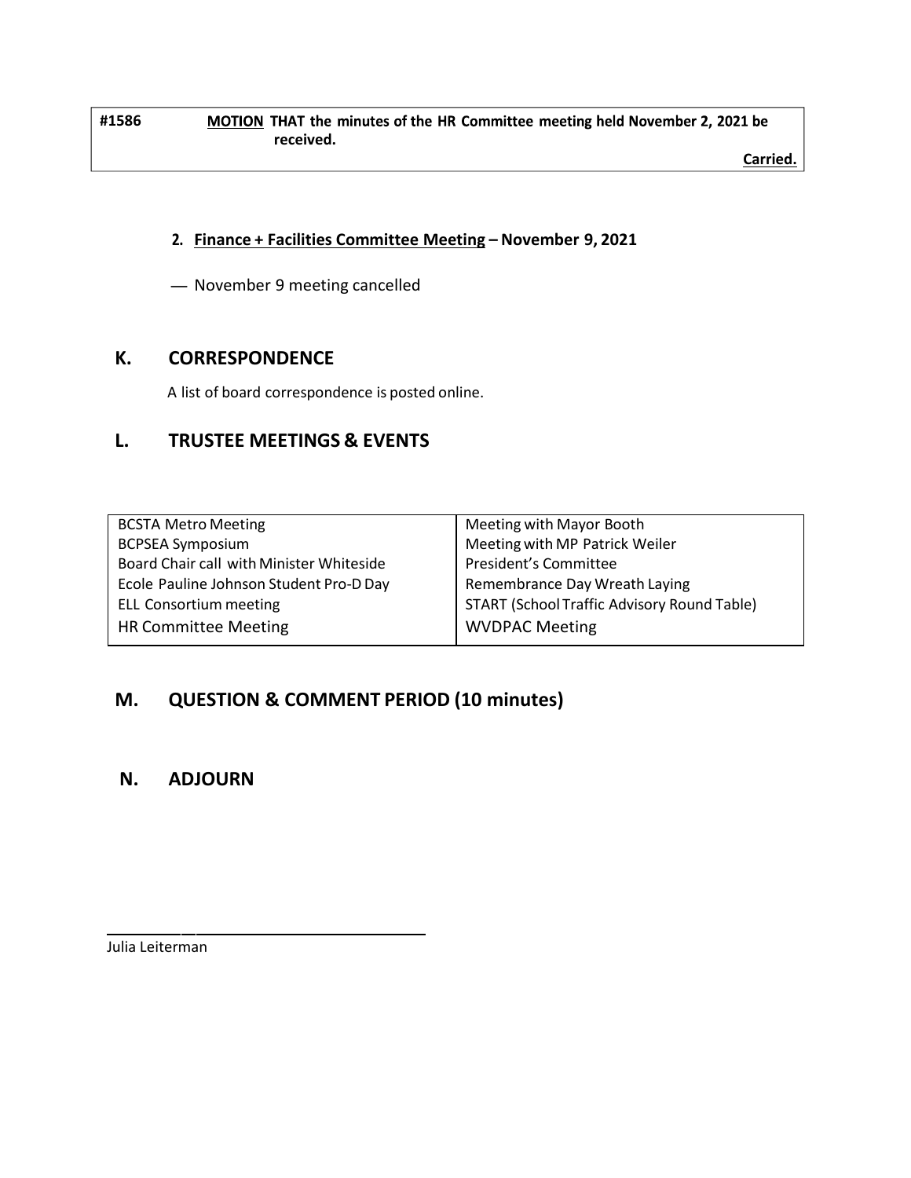| | |
|---|---|
| **#1586** | **<u>MOTION</u> THAT the minutes of the HR Committee meeting held November 2, 2021 be received.** **<u>Carried.</u>** |

**2. <u>Finance + Facilities Committee Meeting</u> – November 9, 2021**

— November 9 meeting cancelled

## K. CORRESPONDENCE

A list of board correspondence is posted online.

## L. TRUSTEE MEETINGS & EVENTS

| | |
|---|---|
| BCSTA Metro Meeting | Meeting with Mayor Booth |
| BCPSEA Symposium | Meeting with MP Patrick Weiler |
| Board Chair call with Minister Whiteside | President's Committee |
| Ecole Pauline Johnson Student Pro-D Day | Remembrance Day Wreath Laying |
| ELL Consortium meeting | START (School Traffic Advisory Round Table) |
| HR Committee Meeting | WVDPAC Meeting |

## M. QUESTION & COMMENT PERIOD (10 minutes)

## N. ADJOURN

\_\_\_\_\_\_\_\_\_\_\_\_\_\_\_\_\_\_\_\_\_\_\_\_\_\_\_\_\_\_\_\_\_\_\_\_

Julia Leiterman